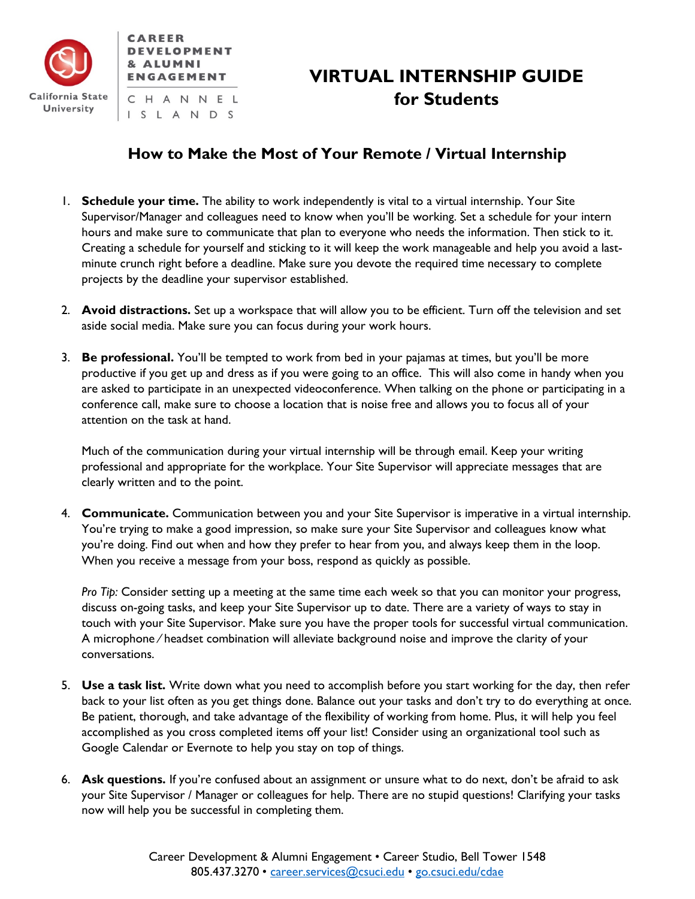CAREER DEVELOPMENT & ALUMNI ENGAGEMENT

CHANNEL ISLANDS

California State University

# VIRTUAL INTERNSHIP GUIDE
## for Students

### How to Make the Most of Your Remote / Virtual Internship

1. **Schedule your time.** The ability to work independently is vital to a virtual internship. Your Site Supervisor/Manager and colleagues need to know when you'll be working. Set a schedule for your intern hours and make sure to communicate that plan to everyone who needs the information. Then stick to it. Creating a schedule for yourself and sticking to it will keep the work manageable and help you avoid a last-minute crunch right before a deadline. Make sure you devote the required time necessary to complete projects by the deadline your supervisor established.

2. **Avoid distractions.** Set up a workspace that will allow you to be efficient. Turn off the television and set aside social media. Make sure you can focus during your work hours.

3. **Be professional.** You'll be tempted to work from bed in your pajamas at times, but you'll be more productive if you get up and dress as if you were going to an office. This will also come in handy when you are asked to participate in an unexpected videoconference. When talking on the phone or participating in a conference call, make sure to choose a location that is noise free and allows you to focus all of your attention on the task at hand.

   Much of the communication during your virtual internship will be through email. Keep your writing professional and appropriate for the workplace. Your Site Supervisor will appreciate messages that are clearly written and to the point.

4. **Communicate.** Communication between you and your Site Supervisor is imperative in a virtual internship. You're trying to make a good impression, so make sure your Site Supervisor and colleagues know what you're doing. Find out when and how they prefer to hear from you, and always keep them in the loop. When you receive a message from your boss, respond as quickly as possible.

   *Pro Tip:* Consider setting up a meeting at the same time each week so that you can monitor your progress, discuss on-going tasks, and keep your Site Supervisor up to date. There are a variety of ways to stay in touch with your Site Supervisor. Make sure you have the proper tools for successful virtual communication. A microphone / headset combination will alleviate background noise and improve the clarity of your conversations.

5. **Use a task list.** Write down what you need to accomplish before you start working for the day, then refer back to your list often as you get things done. Balance out your tasks and don't try to do everything at once. Be patient, thorough, and take advantage of the flexibility of working from home. Plus, it will help you feel accomplished as you cross completed items off your list! Consider using an organizational tool such as Google Calendar or Evernote to help you stay on top of things.

6. **Ask questions.** If you're confused about an assignment or unsure what to do next, don't be afraid to ask your Site Supervisor / Manager or colleagues for help. There are no stupid questions! Clarifying your tasks now will help you be successful in completing them.

Career Development & Alumni Engagement • Career Studio, Bell Tower 1548
805.437.3270 • career.services@csuci.edu • go.csuci.edu/cdae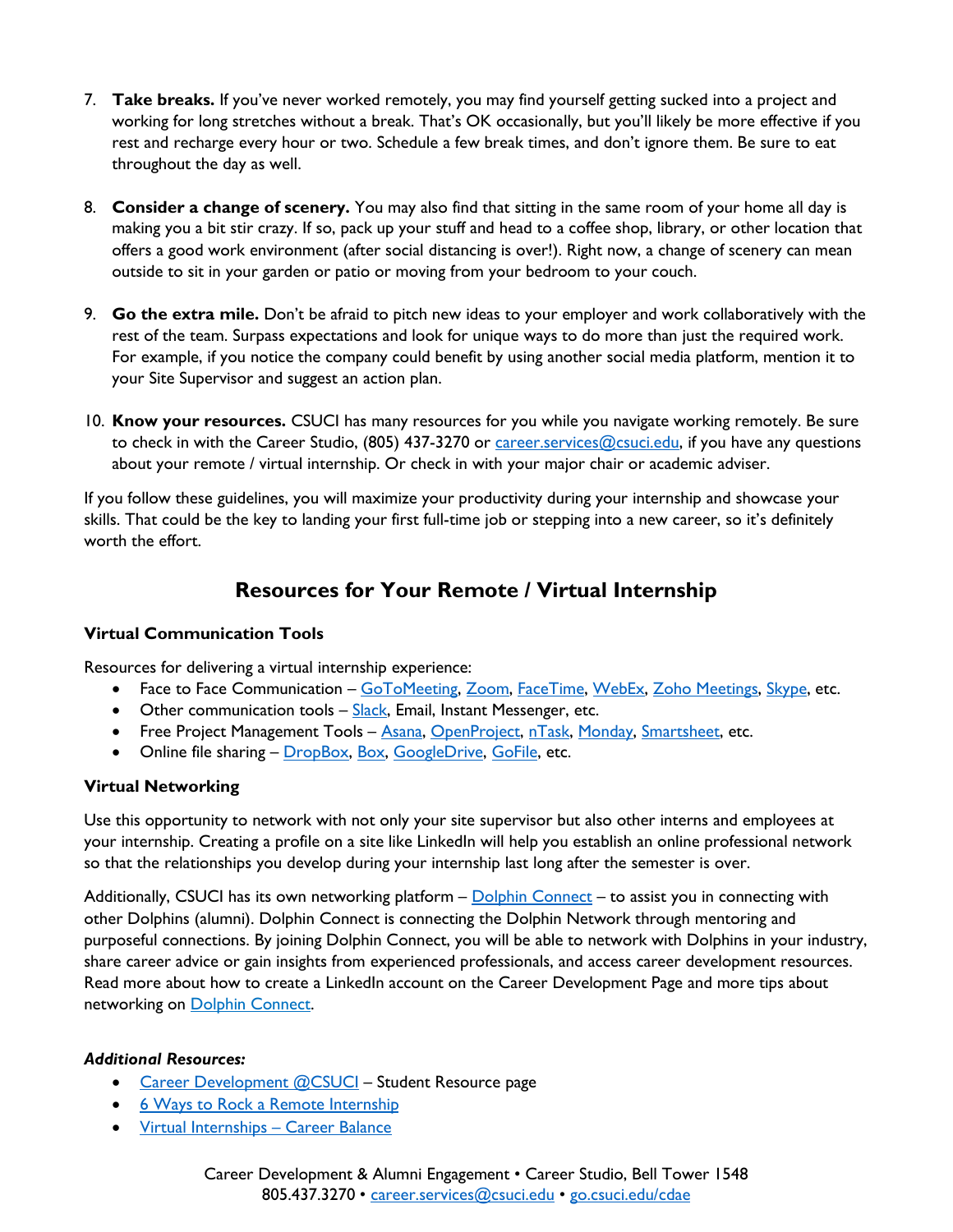7. **Take breaks.** If you've never worked remotely, you may find yourself getting sucked into a project and working for long stretches without a break. That's OK occasionally, but you'll likely be more effective if you rest and recharge every hour or two. Schedule a few break times, and don't ignore them. Be sure to eat throughout the day as well.

8. **Consider a change of scenery.** You may also find that sitting in the same room of your home all day is making you a bit stir crazy. If so, pack up your stuff and head to a coffee shop, library, or other location that offers a good work environment (after social distancing is over!). Right now, a change of scenery can mean outside to sit in your garden or patio or moving from your bedroom to your couch.

9. **Go the extra mile.** Don't be afraid to pitch new ideas to your employer and work collaboratively with the rest of the team. Surpass expectations and look for unique ways to do more than just the required work. For example, if you notice the company could benefit by using another social media platform, mention it to your Site Supervisor and suggest an action plan.

10. **Know your resources.** CSUCI has many resources for you while you navigate working remotely. Be sure to check in with the Career Studio, (805) 437-3270 or career.services@csuci.edu, if you have any questions about your remote / virtual internship. Or check in with your major chair or academic adviser.

If you follow these guidelines, you will maximize your productivity during your internship and showcase your skills. That could be the key to landing your first full-time job or stepping into a new career, so it's definitely worth the effort.

## Resources for Your Remote / Virtual Internship

### Virtual Communication Tools

Resources for delivering a virtual internship experience:

- Face to Face Communication – GoToMeeting, Zoom, FaceTime, WebEx, Zoho Meetings, Skype, etc.
- Other communication tools – Slack, Email, Instant Messenger, etc.
- Free Project Management Tools – Asana, OpenProject, nTask, Monday, Smartsheet, etc.
- Online file sharing – DropBox, Box, GoogleDrive, GoFile, etc.

### Virtual Networking

Use this opportunity to network with not only your site supervisor but also other interns and employees at your internship. Creating a profile on a site like LinkedIn will help you establish an online professional network so that the relationships you develop during your internship last long after the semester is over.

Additionally, CSUCI has its own networking platform – Dolphin Connect – to assist you in connecting with other Dolphins (alumni). Dolphin Connect is connecting the Dolphin Network through mentoring and purposeful connections. By joining Dolphin Connect, you will be able to network with Dolphins in your industry, share career advice or gain insights from experienced professionals, and access career development resources. Read more about how to create a LinkedIn account on the Career Development Page and more tips about networking on Dolphin Connect.

***Additional Resources:***

- Career Development @CSUCI – Student Resource page
- 6 Ways to Rock a Remote Internship
- Virtual Internships – Career Balance

Career Development & Alumni Engagement • Career Studio, Bell Tower 1548
805.437.3270 • career.services@csuci.edu • go.csuci.edu/cdae